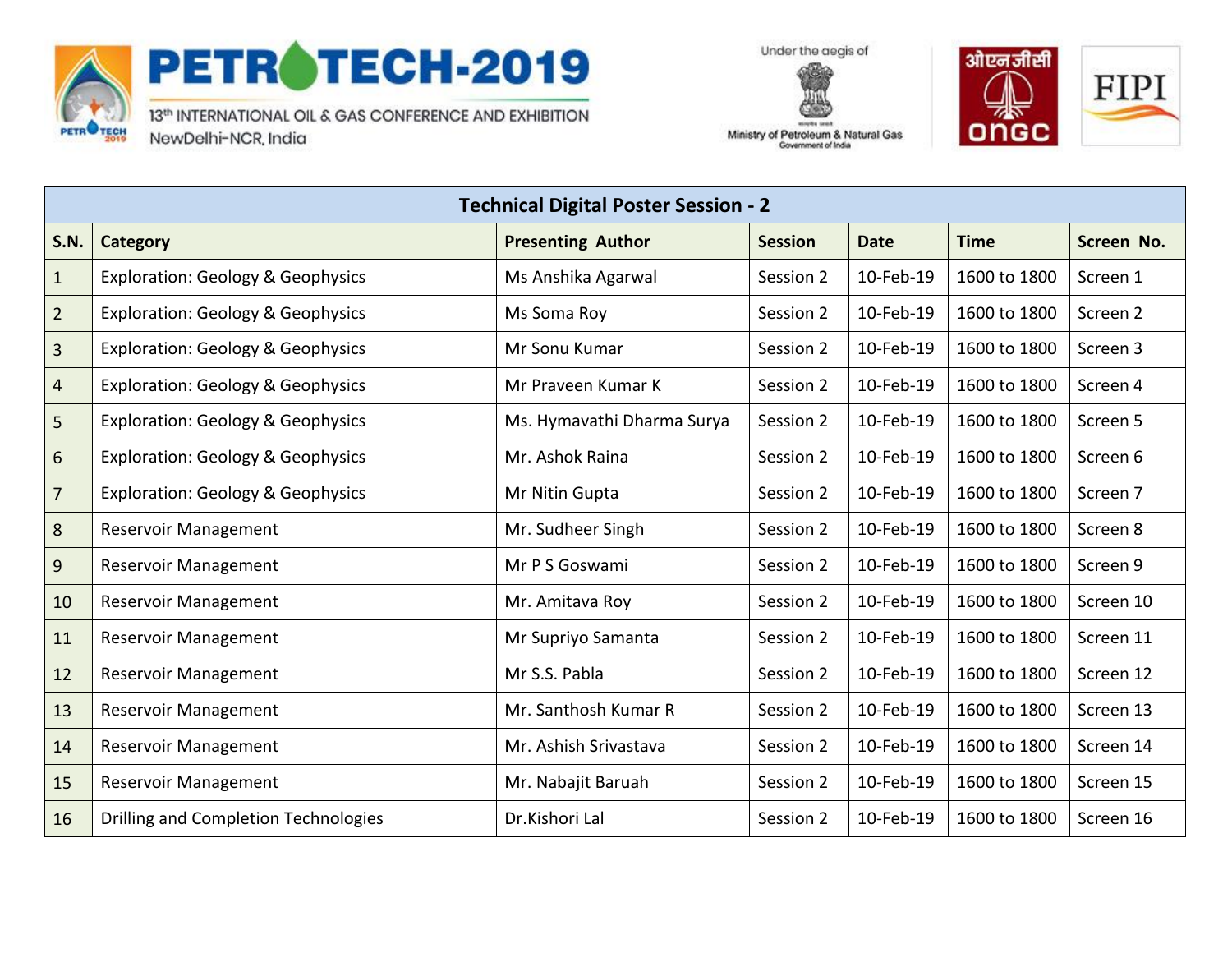# PETROTECH-2019

13th INTERNATIONAL OIL & GAS CONFERENCE AND EXHIBITION
NewDelhi-NCR, India

Under the aegis of
Ministry of Petroleum & Natural Gas
Government of India

ओएनजीसी ONGC

FIPI

| Technical Digital Poster Session - 2 | | | | | | |
|---|---|---|---|---|---|---|
| **S.N.** | **Category** | **Presenting Author** | **Session** | **Date** | **Time** | **Screen No.** |
| 1 | Exploration: Geology & Geophysics | Ms Anshika Agarwal | Session 2 | 10-Feb-19 | 1600 to 1800 | Screen 1 |
| 2 | Exploration: Geology & Geophysics | Ms Soma Roy | Session 2 | 10-Feb-19 | 1600 to 1800 | Screen 2 |
| 3 | Exploration: Geology & Geophysics | Mr Sonu Kumar | Session 2 | 10-Feb-19 | 1600 to 1800 | Screen 3 |
| 4 | Exploration: Geology & Geophysics | Mr Praveen Kumar K | Session 2 | 10-Feb-19 | 1600 to 1800 | Screen 4 |
| 5 | Exploration: Geology & Geophysics | Ms. Hymavathi Dharma Surya | Session 2 | 10-Feb-19 | 1600 to 1800 | Screen 5 |
| 6 | Exploration: Geology & Geophysics | Mr. Ashok Raina | Session 2 | 10-Feb-19 | 1600 to 1800 | Screen 6 |
| 7 | Exploration: Geology & Geophysics | Mr Nitin Gupta | Session 2 | 10-Feb-19 | 1600 to 1800 | Screen 7 |
| 8 | Reservoir Management | Mr. Sudheer Singh | Session 2 | 10-Feb-19 | 1600 to 1800 | Screen 8 |
| 9 | Reservoir Management | Mr P S Goswami | Session 2 | 10-Feb-19 | 1600 to 1800 | Screen 9 |
| 10 | Reservoir Management | Mr. Amitava Roy | Session 2 | 10-Feb-19 | 1600 to 1800 | Screen 10 |
| 11 | Reservoir Management | Mr Supriyo Samanta | Session 2 | 10-Feb-19 | 1600 to 1800 | Screen 11 |
| 12 | Reservoir Management | Mr S.S. Pabla | Session 2 | 10-Feb-19 | 1600 to 1800 | Screen 12 |
| 13 | Reservoir Management | Mr. Santhosh Kumar R | Session 2 | 10-Feb-19 | 1600 to 1800 | Screen 13 |
| 14 | Reservoir Management | Mr. Ashish Srivastava | Session 2 | 10-Feb-19 | 1600 to 1800 | Screen 14 |
| 15 | Reservoir Management | Mr. Nabajit Baruah | Session 2 | 10-Feb-19 | 1600 to 1800 | Screen 15 |
| 16 | Drilling and Completion Technologies | Dr.Kishori Lal | Session 2 | 10-Feb-19 | 1600 to 1800 | Screen 16 |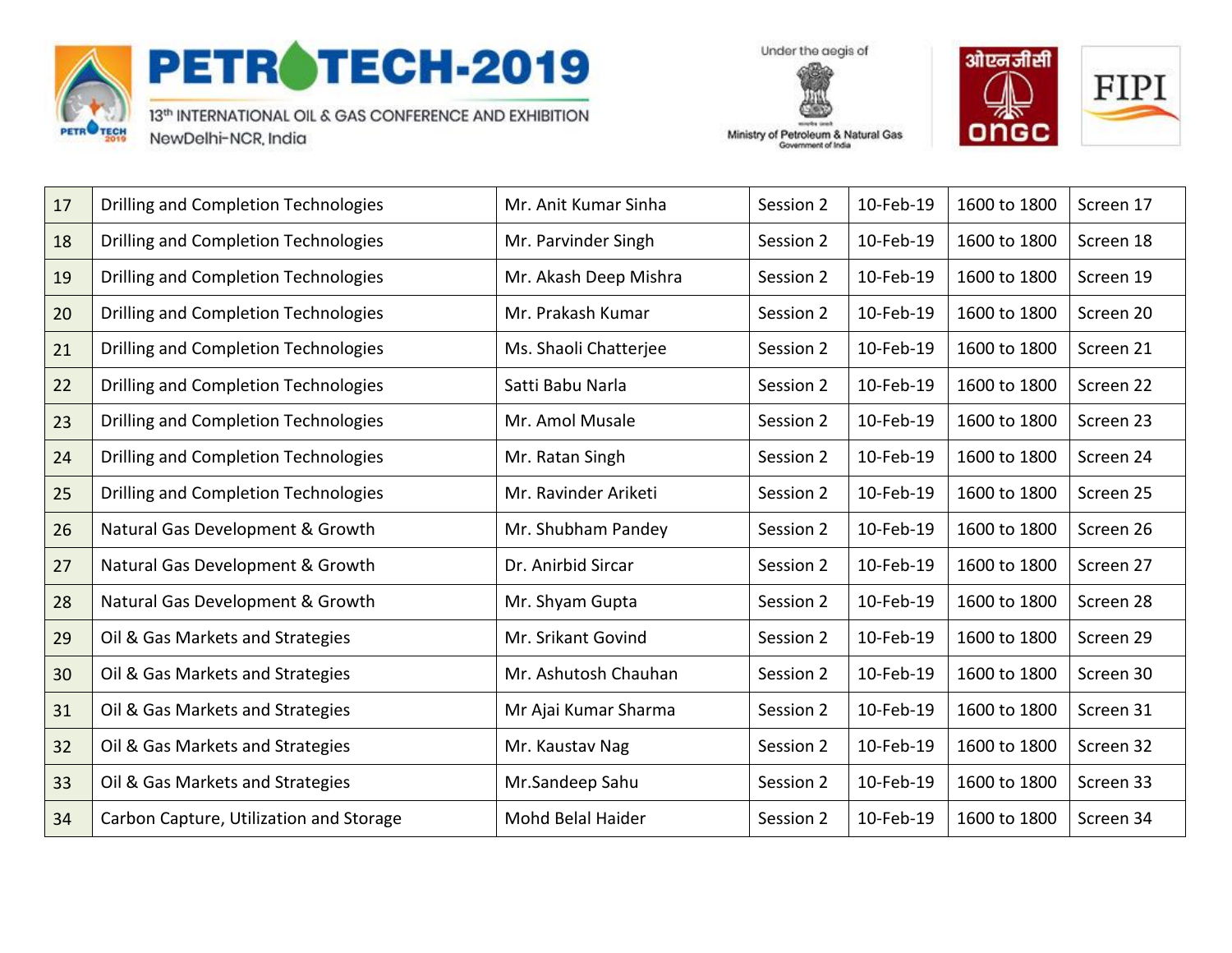| 17 | Drilling and Completion Technologies | Mr. Anit Kumar Sinha | Session 2 | 10-Feb-19 | 1600 to 1800 | Screen 17 |
|---|---|---|---|---|---|---|
| 18 | Drilling and Completion Technologies | Mr. Parvinder Singh | Session 2 | 10-Feb-19 | 1600 to 1800 | Screen 18 |
| 19 | Drilling and Completion Technologies | Mr. Akash Deep Mishra | Session 2 | 10-Feb-19 | 1600 to 1800 | Screen 19 |
| 20 | Drilling and Completion Technologies | Mr. Prakash Kumar | Session 2 | 10-Feb-19 | 1600 to 1800 | Screen 20 |
| 21 | Drilling and Completion Technologies | Ms. Shaoli Chatterjee | Session 2 | 10-Feb-19 | 1600 to 1800 | Screen 21 |
| 22 | Drilling and Completion Technologies | Satti Babu Narla | Session 2 | 10-Feb-19 | 1600 to 1800 | Screen 22 |
| 23 | Drilling and Completion Technologies | Mr. Amol Musale | Session 2 | 10-Feb-19 | 1600 to 1800 | Screen 23 |
| 24 | Drilling and Completion Technologies | Mr. Ratan Singh | Session 2 | 10-Feb-19 | 1600 to 1800 | Screen 24 |
| 25 | Drilling and Completion Technologies | Mr. Ravinder Ariketi | Session 2 | 10-Feb-19 | 1600 to 1800 | Screen 25 |
| 26 | Natural Gas Development & Growth | Mr. Shubham Pandey | Session 2 | 10-Feb-19 | 1600 to 1800 | Screen 26 |
| 27 | Natural Gas Development & Growth | Dr. Anirbid Sircar | Session 2 | 10-Feb-19 | 1600 to 1800 | Screen 27 |
| 28 | Natural Gas Development & Growth | Mr. Shyam Gupta | Session 2 | 10-Feb-19 | 1600 to 1800 | Screen 28 |
| 29 | Oil & Gas Markets and Strategies | Mr. Srikant Govind | Session 2 | 10-Feb-19 | 1600 to 1800 | Screen 29 |
| 30 | Oil & Gas Markets and Strategies | Mr. Ashutosh Chauhan | Session 2 | 10-Feb-19 | 1600 to 1800 | Screen 30 |
| 31 | Oil & Gas Markets and Strategies | Mr Ajai Kumar Sharma | Session 2 | 10-Feb-19 | 1600 to 1800 | Screen 31 |
| 32 | Oil & Gas Markets and Strategies | Mr. Kaustav Nag | Session 2 | 10-Feb-19 | 1600 to 1800 | Screen 32 |
| 33 | Oil & Gas Markets and Strategies | Mr.Sandeep Sahu | Session 2 | 10-Feb-19 | 1600 to 1800 | Screen 33 |
| 34 | Carbon Capture, Utilization and Storage | Mohd Belal Haider | Session 2 | 10-Feb-19 | 1600 to 1800 | Screen 34 |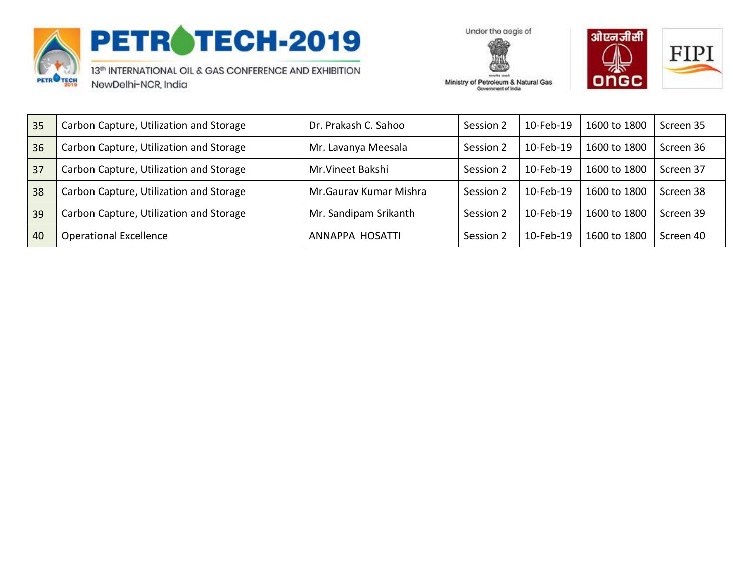| | | | | | | |
|---|---|---|---|---|---|---|
| 35 | Carbon Capture, Utilization and Storage | Dr. Prakash C. Sahoo | Session 2 | 10-Feb-19 | 1600 to 1800 | Screen 35 |
| 36 | Carbon Capture, Utilization and Storage | Mr. Lavanya Meesala | Session 2 | 10-Feb-19 | 1600 to 1800 | Screen 36 |
| 37 | Carbon Capture, Utilization and Storage | Mr.Vineet Bakshi | Session 2 | 10-Feb-19 | 1600 to 1800 | Screen 37 |
| 38 | Carbon Capture, Utilization and Storage | Mr.Gaurav Kumar Mishra | Session 2 | 10-Feb-19 | 1600 to 1800 | Screen 38 |
| 39 | Carbon Capture, Utilization and Storage | Mr. Sandipam Srikanth | Session 2 | 10-Feb-19 | 1600 to 1800 | Screen 39 |
| 40 | Operational Excellence | ANNAPPA HOSATTI | Session 2 | 10-Feb-19 | 1600 to 1800 | Screen 40 |